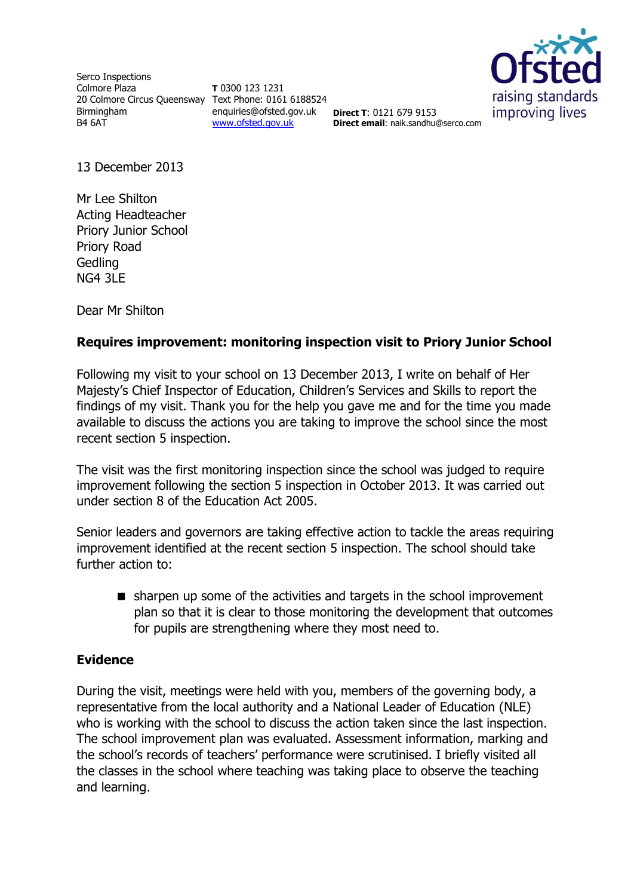Serco Inspections
Colmore Plaza
20 Colmore Circus Queensway
Birmingham
B4 6AT

**T** 0300 123 1231
Text Phone: 0161 6188524
enquiries@ofsted.gov.uk
www.ofsted.gov.uk

**Direct T**: 0121 679 9153
**Direct email**: naik.sandhu@serco.com

Ofsted
raising standards
improving lives

13 December 2013

Mr Lee Shilton
Acting Headteacher
Priory Junior School
Priory Road
Gedling
NG4 3LE

Dear Mr Shilton

**Requires improvement: monitoring inspection visit to Priory Junior School**

Following my visit to your school on 13 December 2013, I write on behalf of Her Majesty's Chief Inspector of Education, Children's Services and Skills to report the findings of my visit. Thank you for the help you gave me and for the time you made available to discuss the actions you are taking to improve the school since the most recent section 5 inspection.

The visit was the first monitoring inspection since the school was judged to require improvement following the section 5 inspection in October 2013. It was carried out under section 8 of the Education Act 2005.

Senior leaders and governors are taking effective action to tackle the areas requiring improvement identified at the recent section 5 inspection. The school should take further action to:

- sharpen up some of the activities and targets in the school improvement plan so that it is clear to those monitoring the development that outcomes for pupils are strengthening where they most need to.

**Evidence**

During the visit, meetings were held with you, members of the governing body, a representative from the local authority and a National Leader of Education (NLE) who is working with the school to discuss the action taken since the last inspection. The school improvement plan was evaluated. Assessment information, marking and the school's records of teachers' performance were scrutinised. I briefly visited all the classes in the school where teaching was taking place to observe the teaching and learning.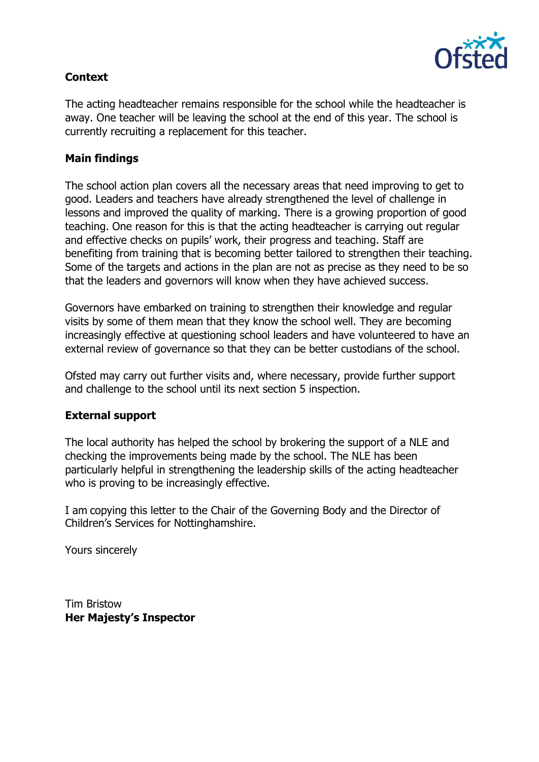## Context

The acting headteacher remains responsible for the school while the headteacher is away. One teacher will be leaving the school at the end of this year. The school is currently recruiting a replacement for this teacher.

## Main findings

The school action plan covers all the necessary areas that need improving to get to good. Leaders and teachers have already strengthened the level of challenge in lessons and improved the quality of marking. There is a growing proportion of good teaching. One reason for this is that the acting headteacher is carrying out regular and effective checks on pupils' work, their progress and teaching. Staff are benefiting from training that is becoming better tailored to strengthen their teaching. Some of the targets and actions in the plan are not as precise as they need to be so that the leaders and governors will know when they have achieved success.

Governors have embarked on training to strengthen their knowledge and regular visits by some of them mean that they know the school well. They are becoming increasingly effective at questioning school leaders and have volunteered to have an external review of governance so that they can be better custodians of the school.

Ofsted may carry out further visits and, where necessary, provide further support and challenge to the school until its next section 5 inspection.

## External support

The local authority has helped the school by brokering the support of a NLE and checking the improvements being made by the school. The NLE has been particularly helpful in strengthening the leadership skills of the acting headteacher who is proving to be increasingly effective.

I am copying this letter to the Chair of the Governing Body and the Director of Children's Services for Nottinghamshire.

Yours sincerely

Tim Bristow
**Her Majesty's Inspector**